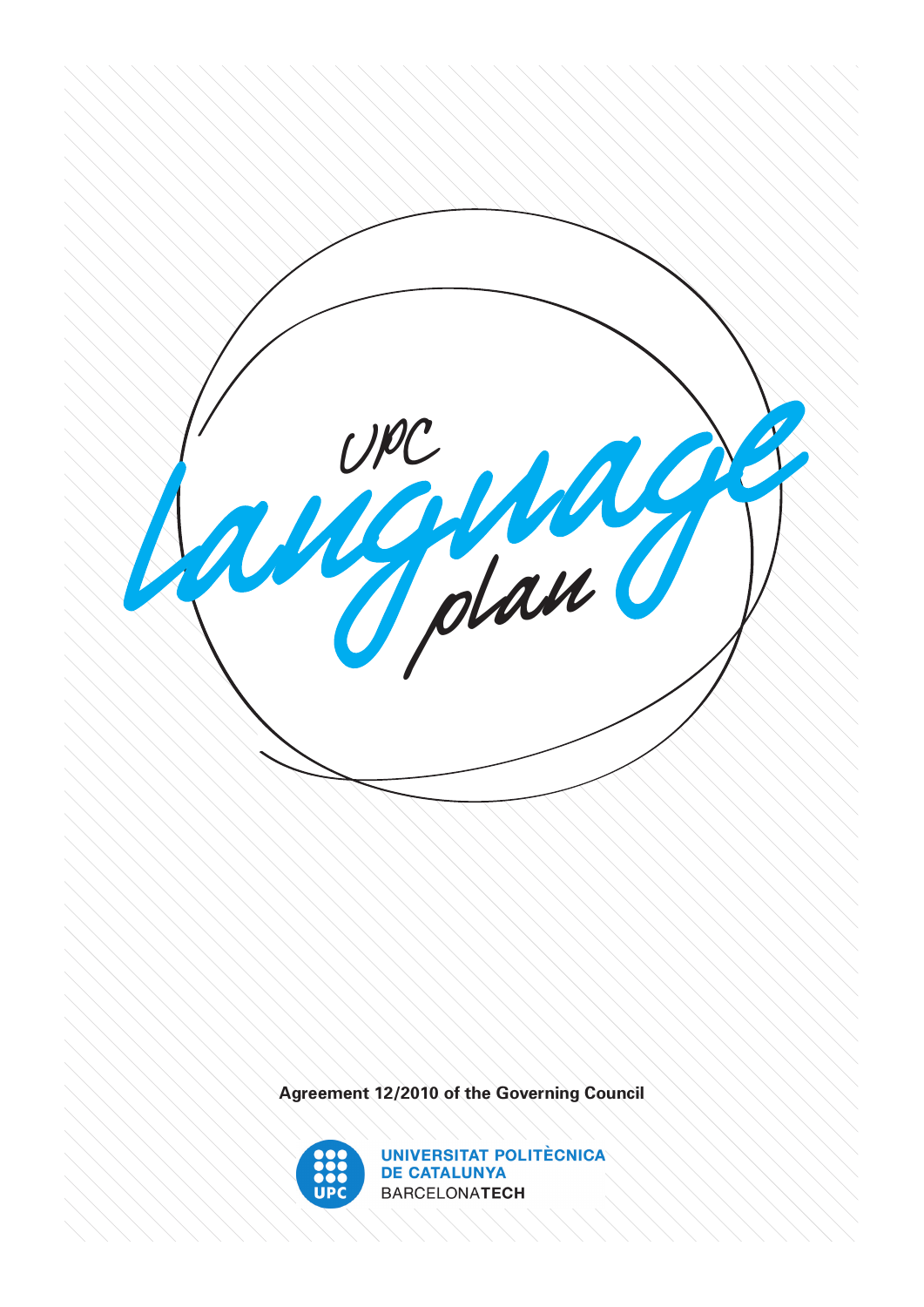# UPC Language plan

**Agreement 12/2010 of the Governing Council**

UNIVERSITAT POLITÈCNICA DE CATALUNYA
BARCELONA**TECH**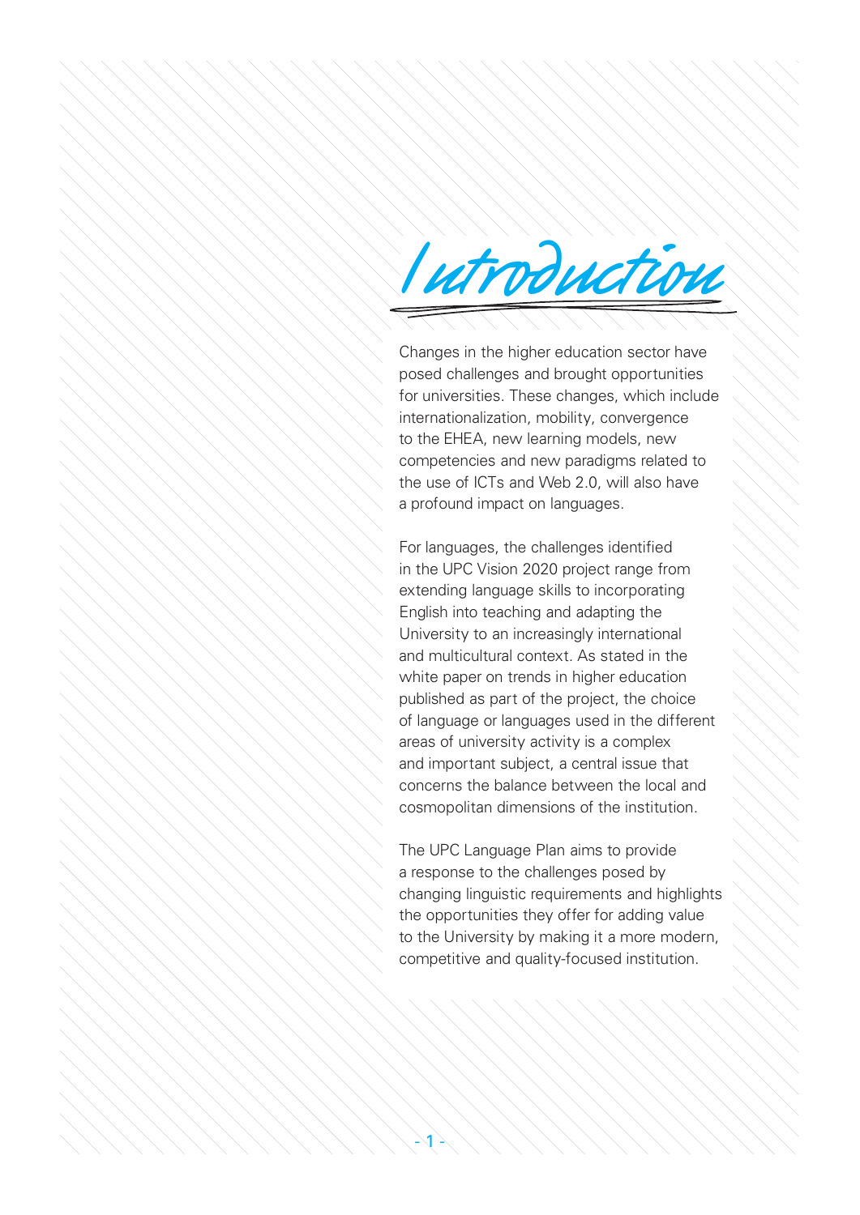# Introduction

Changes in the higher education sector have posed challenges and brought opportunities for universities. These changes, which include internationalization, mobility, convergence to the EHEA, new learning models, new competencies and new paradigms related to the use of ICTs and Web 2.0, will also have a profound impact on languages.

For languages, the challenges identified in the UPC Vision 2020 project range from extending language skills to incorporating English into teaching and adapting the University to an increasingly international and multicultural context. As stated in the white paper on trends in higher education published as part of the project, the choice of language or languages used in the different areas of university activity is a complex and important subject, a central issue that concerns the balance between the local and cosmopolitan dimensions of the institution.

The UPC Language Plan aims to provide a response to the challenges posed by changing linguistic requirements and highlights the opportunities they offer for adding value to the University by making it a more modern, competitive and quality-focused institution.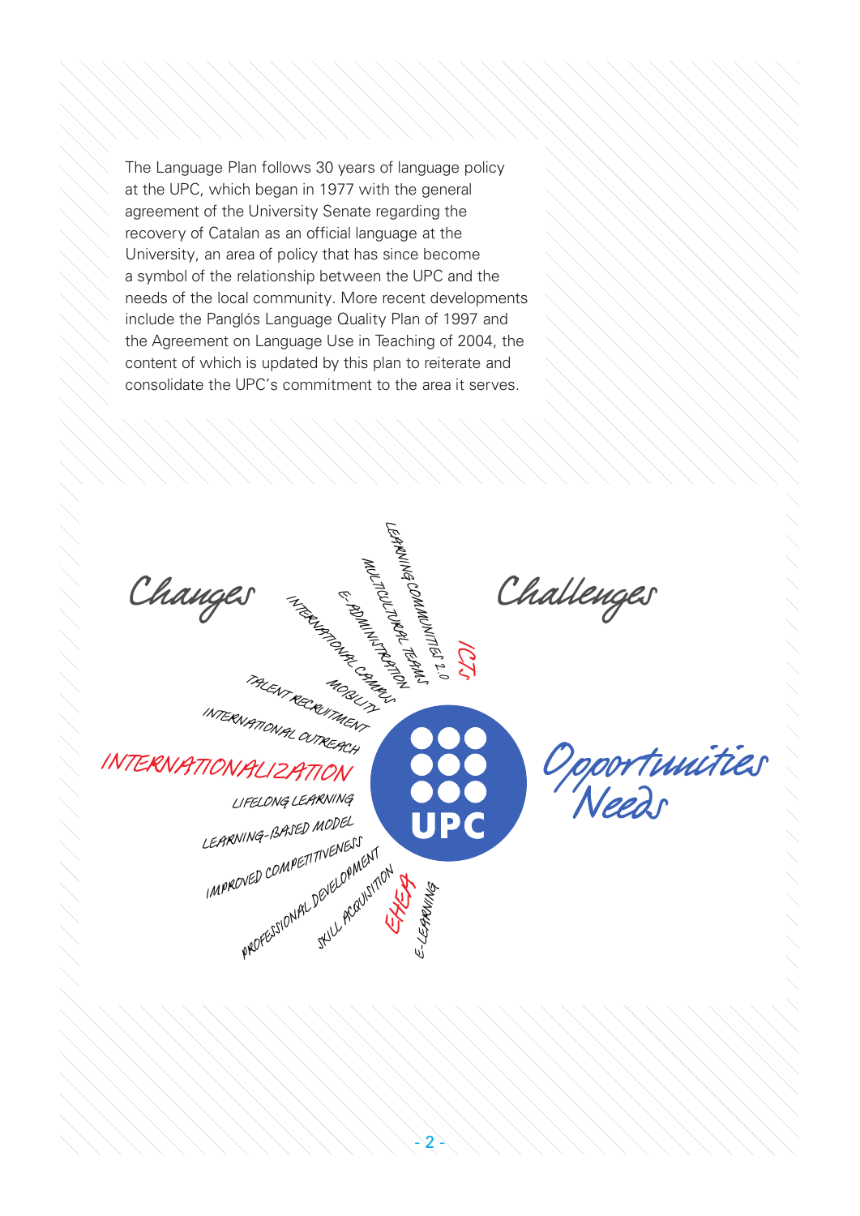The Language Plan follows 30 years of language policy at the UPC, which began in 1977 with the general agreement of the University Senate regarding the recovery of Catalan as an official language at the University, an area of policy that has since become a symbol of the relationship between the UPC and the needs of the local community. More recent developments include the Panglós Language Quality Plan of 1997 and the Agreement on Language Use in Teaching of 2004, the content of which is updated by this plan to reiterate and consolidate the UPC's commitment to the area it serves.

Changes

Challenges

LEARNING COMMUNITIES 2.0

MULTICULTURAL TEAMS

E-ADMINISTRATION

INTERNATIONAL CAMPUS

ICTs

MOBILITY

TALENT RECRUITMENT

INTERNATIONAL OUTREACH

INTERNATIONALIZATION

LIFELONG LEARNING

LEARNING-BASED MODEL

IMPROVED COMPETITIVENESS

PROFESSIONAL DEVELOPMENT

SKILL ACQUISITION

EHEA

E-LEARNING

UPC

Opportunities

Needs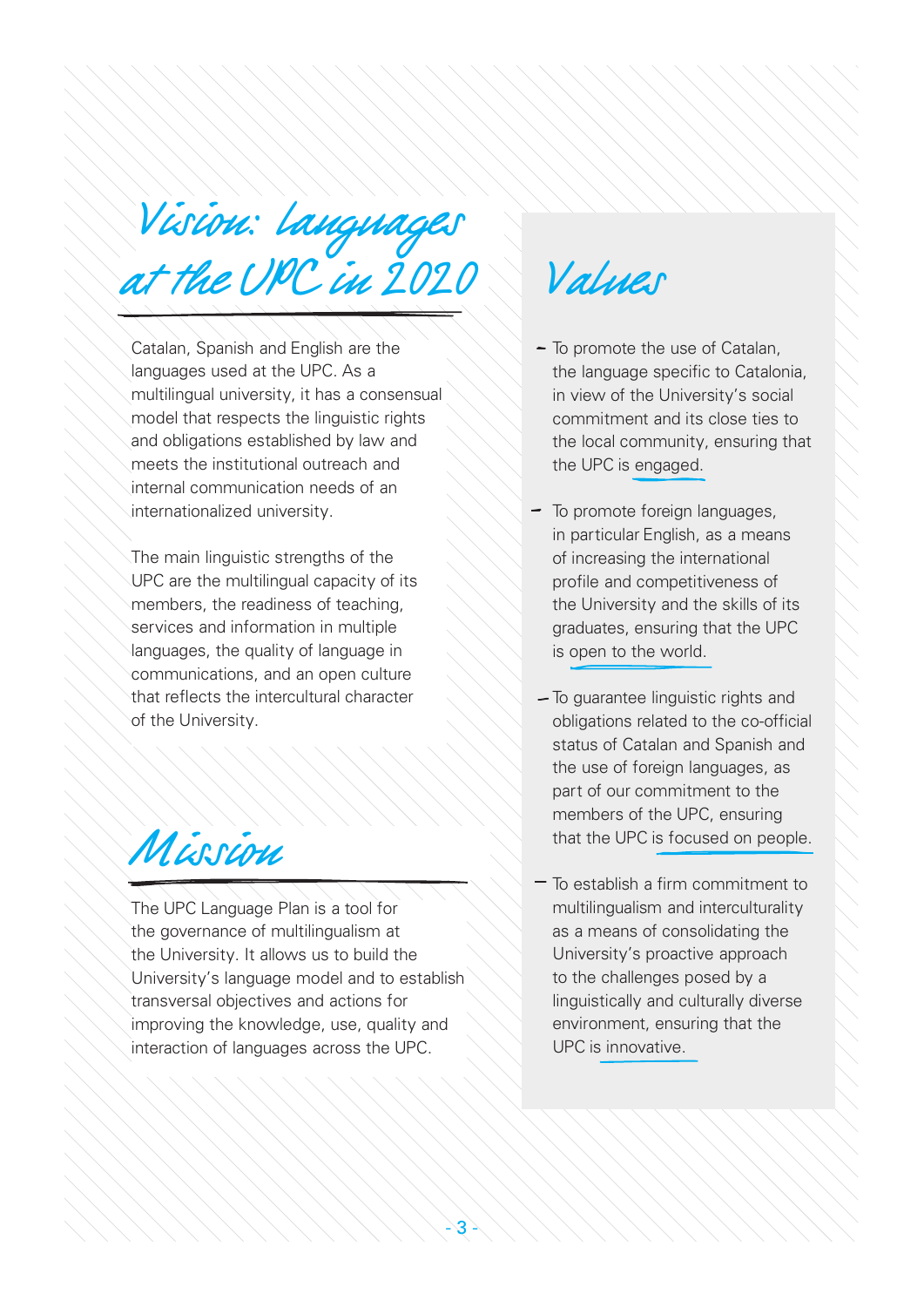## Vision: languages at the UPC in 2020

Catalan, Spanish and English are the languages used at the UPC. As a multilingual university, it has a consensual model that respects the linguistic rights and obligations established by law and meets the institutional outreach and internal communication needs of an internationalized university.

The main linguistic strengths of the UPC are the multilingual capacity of its members, the readiness of teaching, services and information in multiple languages, the quality of language in communications, and an open culture that reflects the intercultural character of the University.

## Mission

The UPC Language Plan is a tool for the governance of multilingualism at the University. It allows us to build the University's language model and to establish transversal objectives and actions for improving the knowledge, use, quality and interaction of languages across the UPC.

## Values

- To promote the use of Catalan, the language specific to Catalonia, in view of the University's social commitment and its close ties to the local community, ensuring that the UPC is engaged.
- To promote foreign languages, in particular English, as a means of increasing the international profile and competitiveness of the University and the skills of its graduates, ensuring that the UPC is open to the world.
- To guarantee linguistic rights and obligations related to the co-official status of Catalan and Spanish and the use of foreign languages, as part of our commitment to the members of the UPC, ensuring that the UPC is focused on people.
- To establish a firm commitment to multilingualism and interculturality as a means of consolidating the University's proactive approach to the challenges posed by a linguistically and culturally diverse environment, ensuring that the UPC is innovative.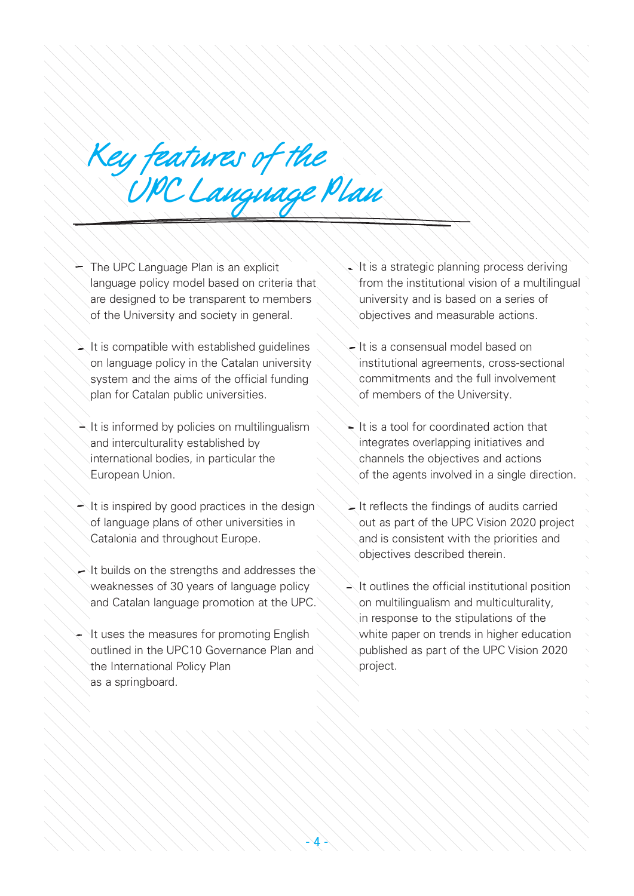# Key features of the UPC Language Plan

- The UPC Language Plan is an explicit language policy model based on criteria that are designed to be transparent to members of the University and society in general.
- It is compatible with established guidelines on language policy in the Catalan university system and the aims of the official funding plan for Catalan public universities.
- It is informed by policies on multilingualism and interculturality established by international bodies, in particular the European Union.
- It is inspired by good practices in the design of language plans of other universities in Catalonia and throughout Europe.
- It builds on the strengths and addresses the weaknesses of 30 years of language policy and Catalan language promotion at the UPC.
- It uses the measures for promoting English outlined in the UPC10 Governance Plan and the International Policy Plan as a springboard.
- It is a strategic planning process deriving from the institutional vision of a multilingual university and is based on a series of objectives and measurable actions.
- It is a consensual model based on institutional agreements, cross-sectional commitments and the full involvement of members of the University.
- It is a tool for coordinated action that integrates overlapping initiatives and channels the objectives and actions of the agents involved in a single direction.
- It reflects the findings of audits carried out as part of the UPC Vision 2020 project and is consistent with the priorities and objectives described therein.
- It outlines the official institutional position on multilingualism and multiculturality, in response to the stipulations of the white paper on trends in higher education published as part of the UPC Vision 2020 project.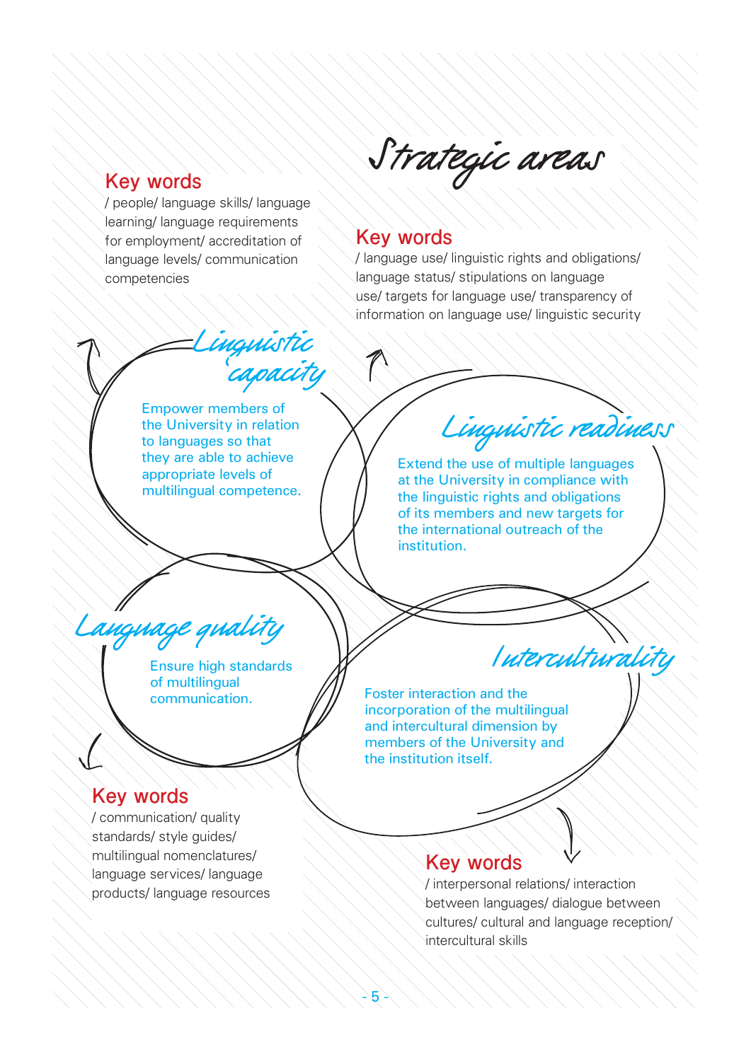# Strategic areas

## Linguistic capacity

Empower members of the University in relation to languages so that they are able to achieve appropriate levels of multilingual competence.

**Key words**

/ people/ language skills/ language learning/ language requirements for employment/ accreditation of language levels/ communication competencies

## Linguistic readiness

Extend the use of multiple languages at the University in compliance with the linguistic rights and obligations of its members and new targets for the international outreach of the institution.

**Key words**

/ language use/ linguistic rights and obligations/ language status/ stipulations on language use/ targets for language use/ transparency of information on language use/ linguistic security

## Language quality

Ensure high standards of multilingual communication.

**Key words**

/ communication/ quality standards/ style guides/ multilingual nomenclatures/ language services/ language products/ language resources

## Interculturality

Foster interaction and the incorporation of the multilingual and intercultural dimension by members of the University and the institution itself.

**Key words**

/ interpersonal relations/ interaction between languages/ dialogue between cultures/ cultural and language reception/ intercultural skills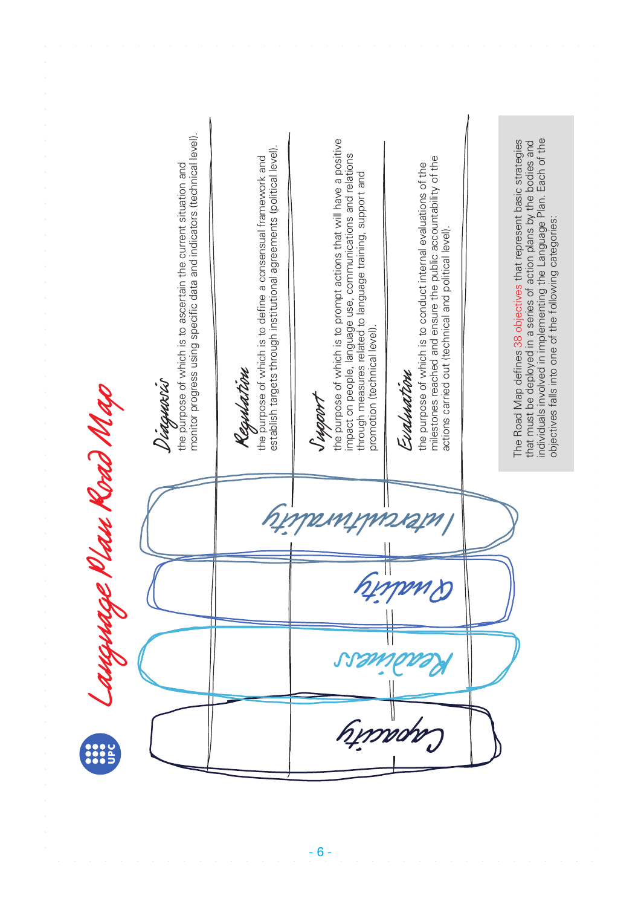# Language Plan Road Map

The Road Map defines 38 objectives that represent basic strategies that must be deployed in a series of action plans by the bodies and individuals involved in implementing the Language Plan. Each of the objectives falls into one of the following categories:

| | Interculturality | Quality | Readiness | Capacity |
|---|---|---|---|---|
| ***Diagnosis*** the purpose of which is to ascertain the current situation and monitor progress using specific data and indicators (technical level). | | | | |
| ***Regulation*** the purpose of which is to define a consensual framework and establish targets through institutional agreements (political level). | | | | |
| ***Support*** the purpose of which is to prompt actions that will have a positive impact on people, language use, communications and relations through measures related to language training, support and promotion (technical level). | | | | |
| ***Evaluation*** the purpose of which is to conduct internal evaluations of the milestones reached and ensure the public accountability of the actions carried out (technical and political level). | | | | |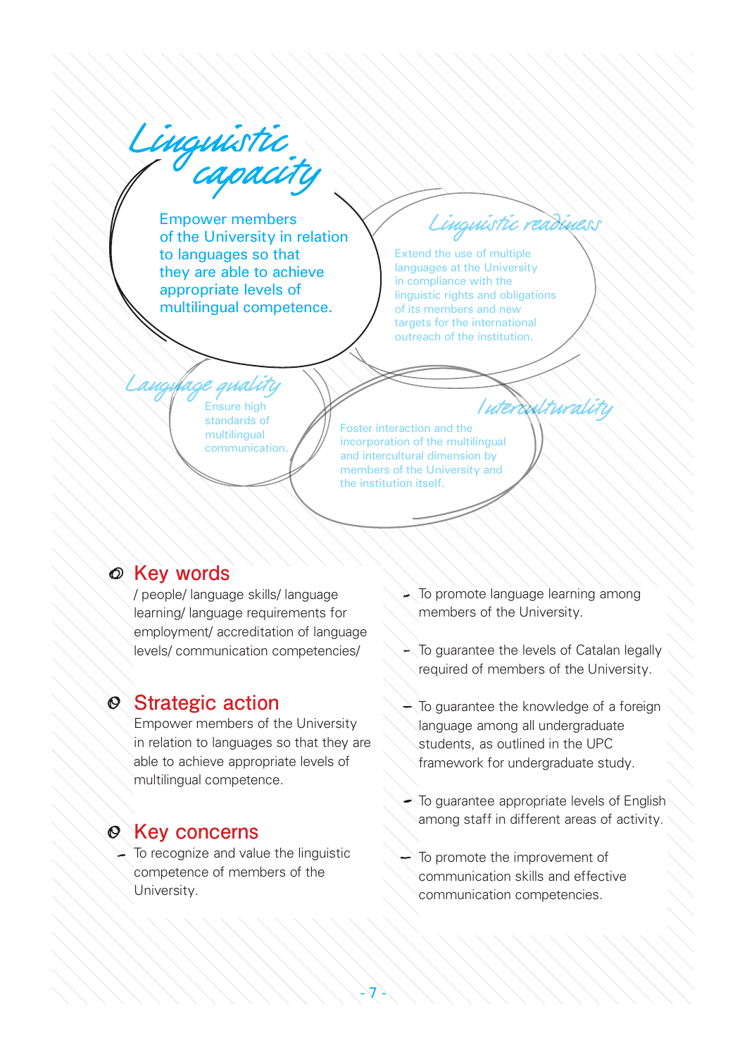# Linguistic capacity

Empower members of the University in relation to languages so that they are able to achieve appropriate levels of multilingual competence.

### Linguistic readiness

Extend the use of multiple languages at the University in compliance with the linguistic rights and obligations of its members and new targets for the international outreach of the institution.

### Language quality

Ensure high standards of multilingual communication.

### Interculturality

Foster interaction and the incorporation of the multilingual and intercultural dimension by members of the University and the institution itself.

## Key words

/ people/ language skills/ language learning/ language requirements for employment/ accreditation of language levels/ communication competencies/

## Strategic action

Empower members of the University in relation to languages so that they are able to achieve appropriate levels of multilingual competence.

## Key concerns

- To recognize and value the linguistic competence of members of the University.
- To promote language learning among members of the University.
- To guarantee the levels of Catalan legally required of members of the University.
- To guarantee the knowledge of a foreign language among all undergraduate students, as outlined in the UPC framework for undergraduate study.
- To guarantee appropriate levels of English among staff in different areas of activity.
- To promote the improvement of communication skills and effective communication competencies.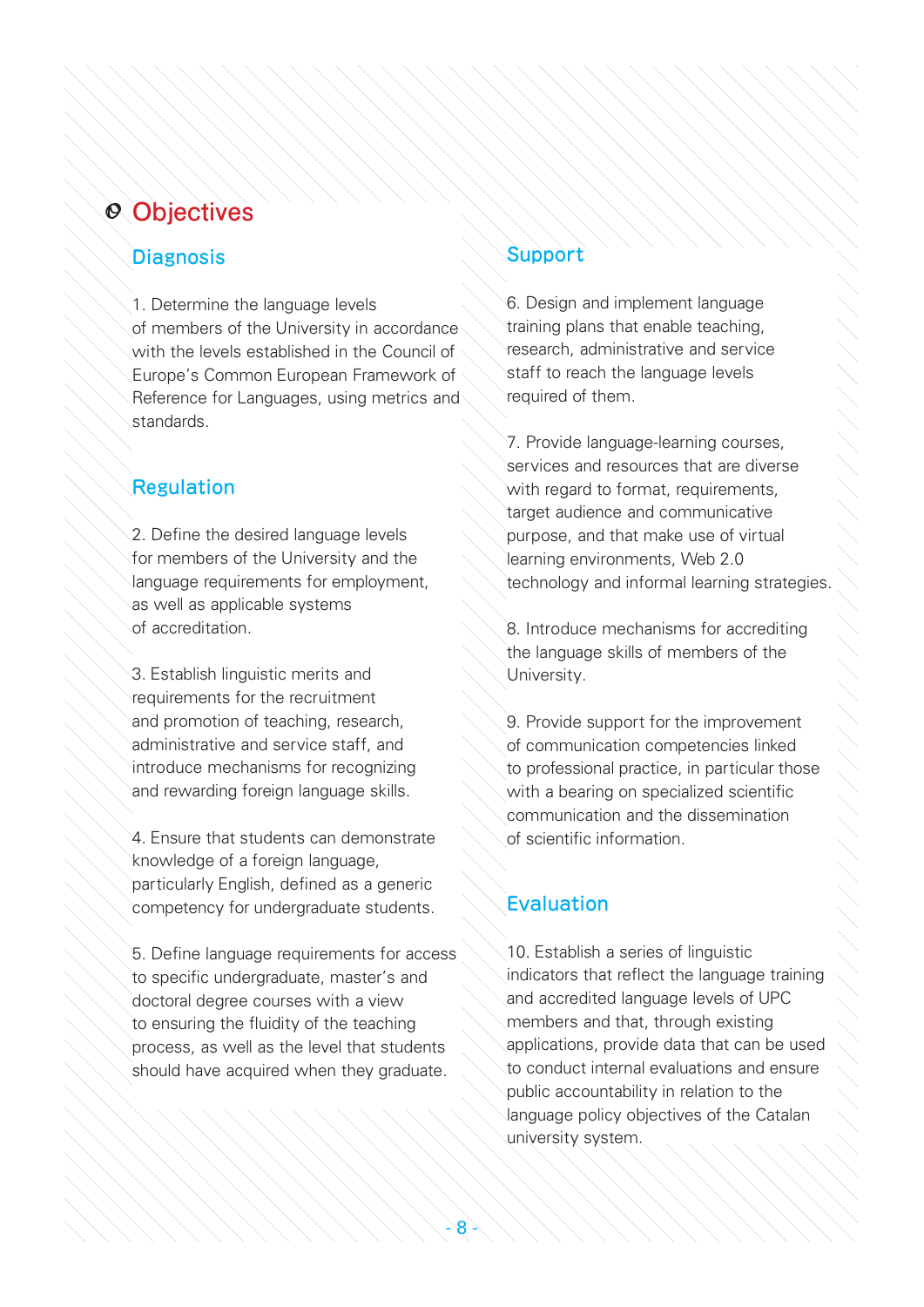# Objectives

## Diagnosis

1. Determine the language levels of members of the University in accordance with the levels established in the Council of Europe's Common European Framework of Reference for Languages, using metrics and standards.

## Regulation

2. Define the desired language levels for members of the University and the language requirements for employment, as well as applicable systems of accreditation.

3. Establish linguistic merits and requirements for the recruitment and promotion of teaching, research, administrative and service staff, and introduce mechanisms for recognizing and rewarding foreign language skills.

4. Ensure that students can demonstrate knowledge of a foreign language, particularly English, defined as a generic competency for undergraduate students.

5. Define language requirements for access to specific undergraduate, master's and doctoral degree courses with a view to ensuring the fluidity of the teaching process, as well as the level that students should have acquired when they graduate.

## Support

6. Design and implement language training plans that enable teaching, research, administrative and service staff to reach the language levels required of them.

7. Provide language-learning courses, services and resources that are diverse with regard to format, requirements, target audience and communicative purpose, and that make use of virtual learning environments, Web 2.0 technology and informal learning strategies.

8. Introduce mechanisms for accrediting the language skills of members of the University.

9. Provide support for the improvement of communication competencies linked to professional practice, in particular those with a bearing on specialized scientific communication and the dissemination of scientific information.

## Evaluation

10. Establish a series of linguistic indicators that reflect the language training and accredited language levels of UPC members and that, through existing applications, provide data that can be used to conduct internal evaluations and ensure public accountability in relation to the language policy objectives of the Catalan university system.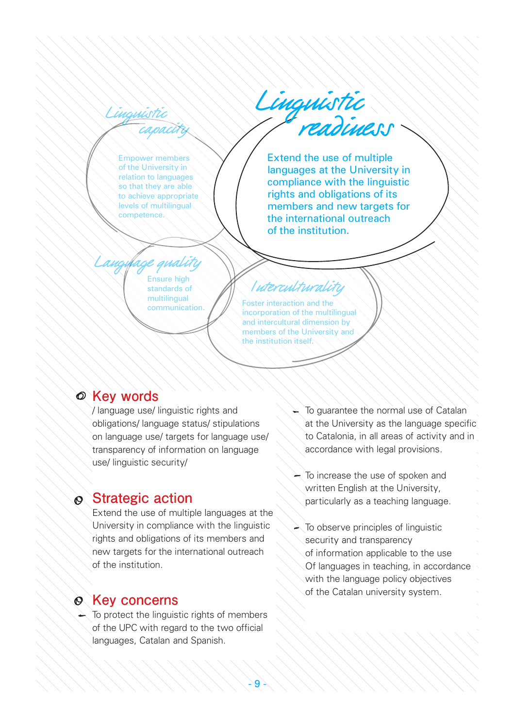## Linguistic capacity

Empower members of the University in relation to languages so that they are able to achieve appropriate levels of multilingual competence.

## Linguistic readiness

Extend the use of multiple languages at the University in compliance with the linguistic rights and obligations of its members and new targets for the international outreach of the institution.

## Language quality

Ensure high standards of multilingual communication.

## Interculturality

Foster interaction and the incorporation of the multilingual and intercultural dimension by members of the University and the institution itself.

## Key words

/ language use/ linguistic rights and obligations/ language status/ stipulations on language use/ targets for language use/ transparency of information on language use/ linguistic security/

## Strategic action

Extend the use of multiple languages at the University in compliance with the linguistic rights and obligations of its members and new targets for the international outreach of the institution.

## Key concerns

- To protect the linguistic rights of members of the UPC with regard to the two official languages, Catalan and Spanish.
- To guarantee the normal use of Catalan at the University as the language specific to Catalonia, in all areas of activity and in accordance with legal provisions.
- To increase the use of spoken and written English at the University, particularly as a teaching language.
- To observe principles of linguistic security and transparency of information applicable to the use Of languages in teaching, in accordance with the language policy objectives of the Catalan university system.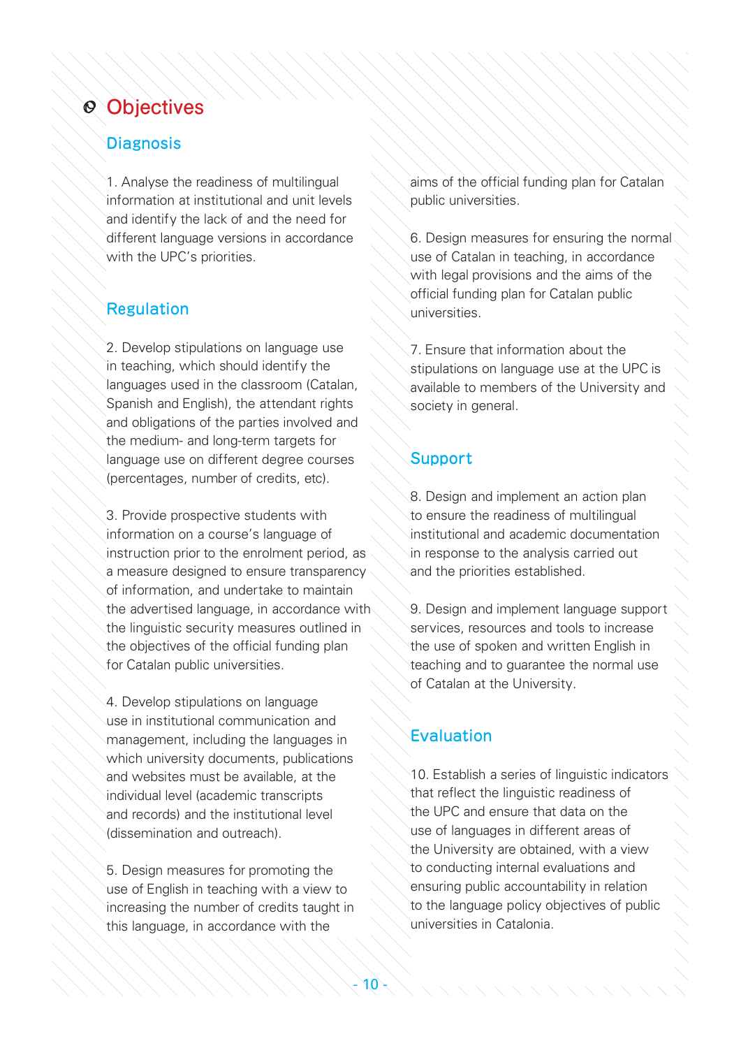# Objectives

## Diagnosis

1. Analyse the readiness of multilingual information at institutional and unit levels and identify the lack of and the need for different language versions in accordance with the UPC's priorities.

## Regulation

2. Develop stipulations on language use in teaching, which should identify the languages used in the classroom (Catalan, Spanish and English), the attendant rights and obligations of the parties involved and the medium- and long-term targets for language use on different degree courses (percentages, number of credits, etc).

3. Provide prospective students with information on a course's language of instruction prior to the enrolment period, as a measure designed to ensure transparency of information, and undertake to maintain the advertised language, in accordance with the linguistic security measures outlined in the objectives of the official funding plan for Catalan public universities.

4. Develop stipulations on language use in institutional communication and management, including the languages in which university documents, publications and websites must be available, at the individual level (academic transcripts and records) and the institutional level (dissemination and outreach).

5. Design measures for promoting the use of English in teaching with a view to increasing the number of credits taught in this language, in accordance with the aims of the official funding plan for Catalan public universities.

6. Design measures for ensuring the normal use of Catalan in teaching, in accordance with legal provisions and the aims of the official funding plan for Catalan public universities.

7. Ensure that information about the stipulations on language use at the UPC is available to members of the University and society in general.

## Support

8. Design and implement an action plan to ensure the readiness of multilingual institutional and academic documentation in response to the analysis carried out and the priorities established.

9. Design and implement language support services, resources and tools to increase the use of spoken and written English in teaching and to guarantee the normal use of Catalan at the University.

## Evaluation

10. Establish a series of linguistic indicators that reflect the linguistic readiness of the UPC and ensure that data on the use of languages in different areas of the University are obtained, with a view to conducting internal evaluations and ensuring public accountability in relation to the language policy objectives of public universities in Catalonia.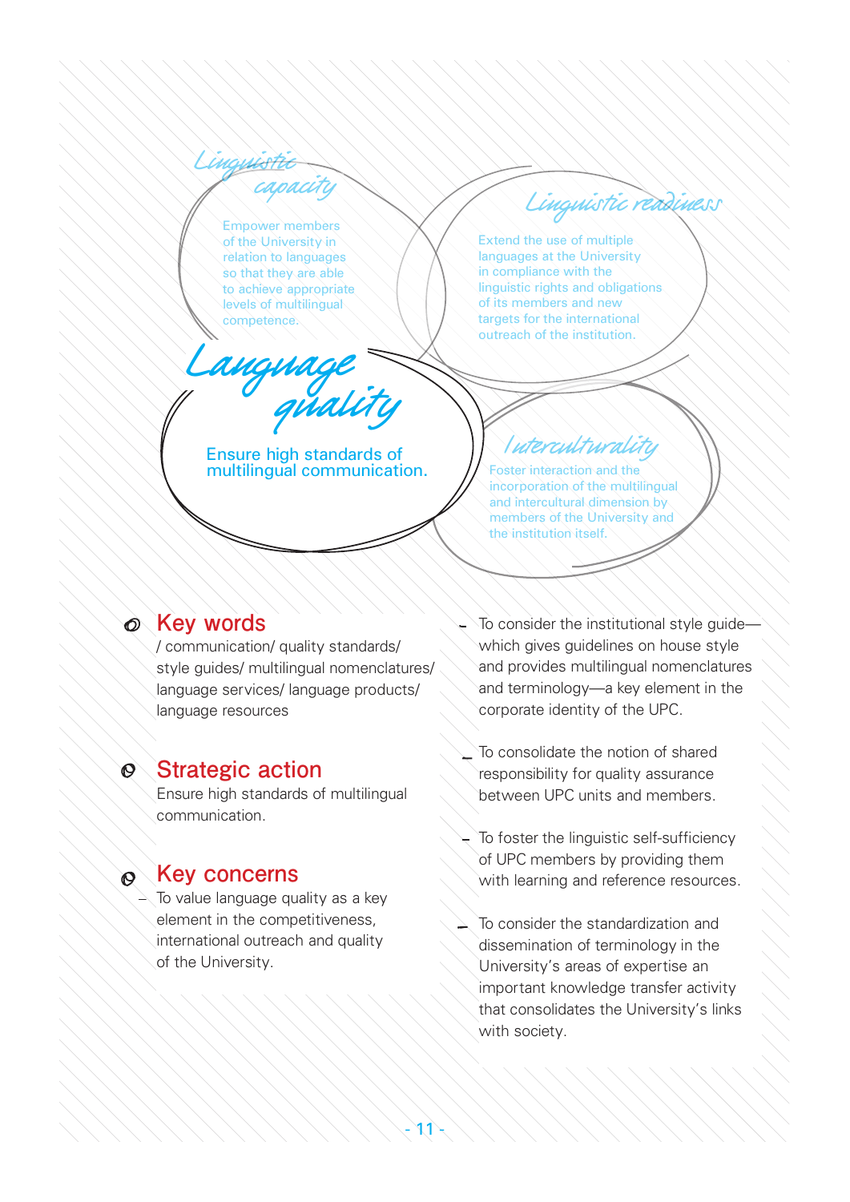### Linguistic capacity

Empower members of the University in relation to languages so that they are able to achieve appropriate levels of multilingual competence.

### Linguistic readiness

Extend the use of multiple languages at the University in compliance with the linguistic rights and obligations of its members and new targets for the international outreach of the institution.

### Language quality

Ensure high standards of multilingual communication.

### Interculturality

Foster interaction and the incorporation of the multilingual and intercultural dimension by members of the University and the institution itself.

## Key words

/ communication/ quality standards/ style guides/ multilingual nomenclatures/ language services/ language products/ language resources

## Strategic action

Ensure high standards of multilingual communication.

## Key concerns

- To value language quality as a key element in the competitiveness, international outreach and quality of the University.
- To consider the institutional style guide—which gives guidelines on house style and provides multilingual nomenclatures and terminology—a key element in the corporate identity of the UPC.
- To consolidate the notion of shared responsibility for quality assurance between UPC units and members.
- To foster the linguistic self-sufficiency of UPC members by providing them with learning and reference resources.
- To consider the standardization and dissemination of terminology in the University's areas of expertise an important knowledge transfer activity that consolidates the University's links with society.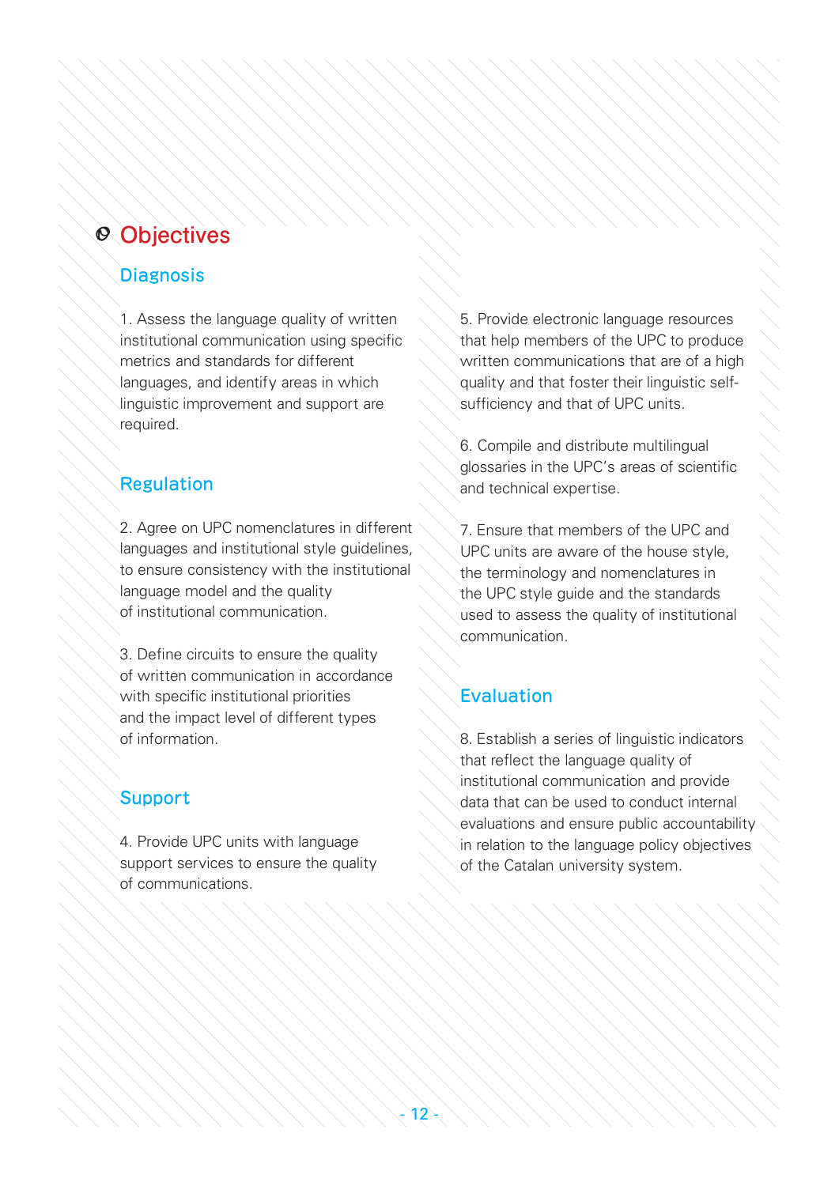# Objectives

## Diagnosis

1. Assess the language quality of written institutional communication using specific metrics and standards for different languages, and identify areas in which linguistic improvement and support are required.

## Regulation

2. Agree on UPC nomenclatures in different languages and institutional style guidelines, to ensure consistency with the institutional language model and the quality of institutional communication.

3. Define circuits to ensure the quality of written communication in accordance with specific institutional priorities and the impact level of different types of information.

## Support

4. Provide UPC units with language support services to ensure the quality of communications.

5. Provide electronic language resources that help members of the UPC to produce written communications that are of a high quality and that foster their linguistic self-sufficiency and that of UPC units.

6. Compile and distribute multilingual glossaries in the UPC's areas of scientific and technical expertise.

7. Ensure that members of the UPC and UPC units are aware of the house style, the terminology and nomenclatures in the UPC style guide and the standards used to assess the quality of institutional communication.

## Evaluation

8. Establish a series of linguistic indicators that reflect the language quality of institutional communication and provide data that can be used to conduct internal evaluations and ensure public accountability in relation to the language policy objectives of the Catalan university system.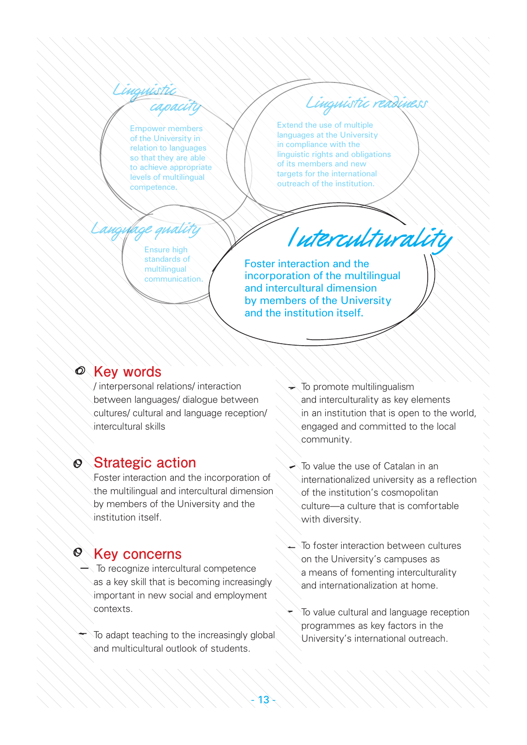### Linguistic capacity

Empower members of the University in relation to languages so that they are able to achieve appropriate levels of multilingual competence.

### Linguistic readiness

Extend the use of multiple languages at the University in compliance with the linguistic rights and obligations of its members and new targets for the international outreach of the institution.

### Language quality

Ensure high standards of multilingual communication.

### Interculturality

Foster interaction and the incorporation of the multilingual and intercultural dimension by members of the University and the institution itself.

## Key words

/ interpersonal relations/ interaction between languages/ dialogue between cultures/ cultural and language reception/ intercultural skills

## Strategic action

Foster interaction and the incorporation of the multilingual and intercultural dimension by members of the University and the institution itself.

## Key concerns

- To recognize intercultural competence as a key skill that is becoming increasingly important in new social and employment contexts.
- To adapt teaching to the increasingly global and multicultural outlook of students.
- To promote multilingualism and interculturality as key elements in an institution that is open to the world, engaged and committed to the local community.
- To value the use of Catalan in an internationalized university as a reflection of the institution's cosmopolitan culture—a culture that is comfortable with diversity.
- To foster interaction between cultures on the University's campuses as a means of fomenting interculturality and internationalization at home.
- To value cultural and language reception programmes as key factors in the University's international outreach.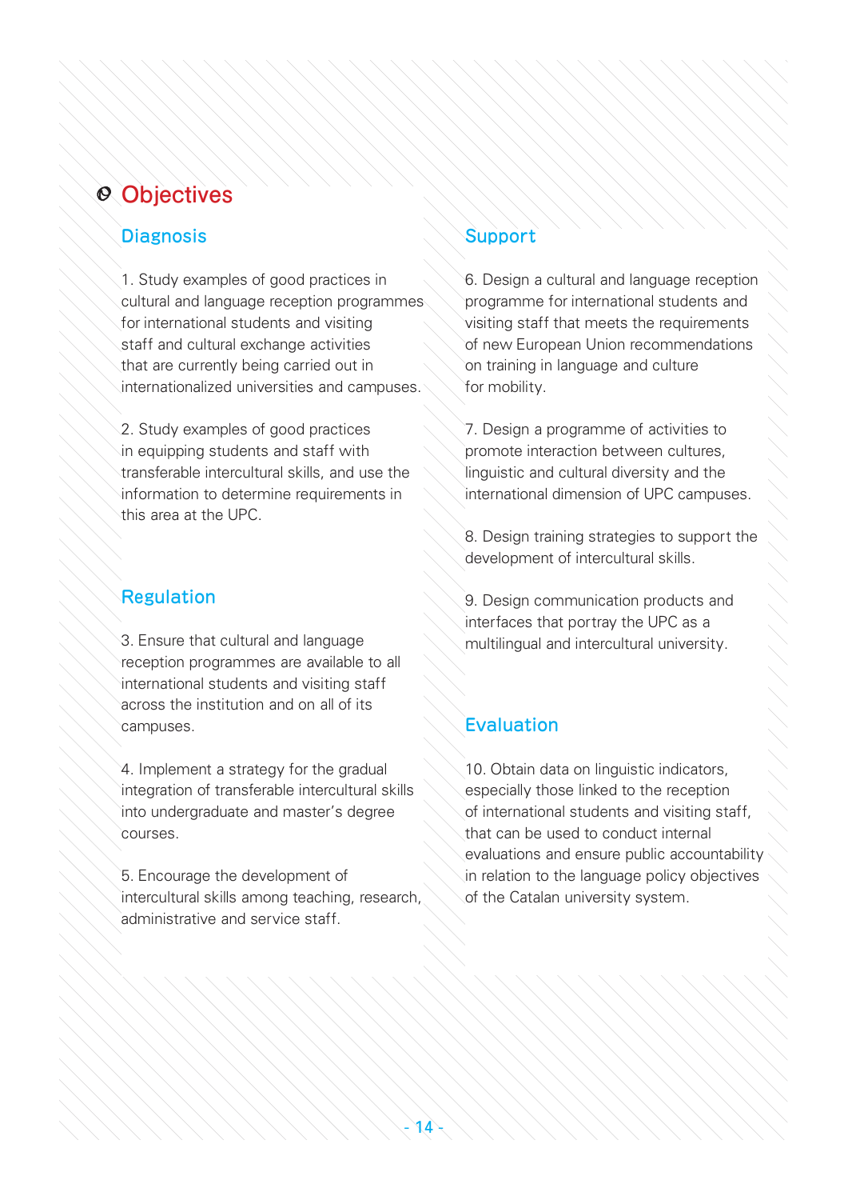# Objectives

## Diagnosis

1. Study examples of good practices in cultural and language reception programmes for international students and visiting staff and cultural exchange activities that are currently being carried out in internationalized universities and campuses.

2. Study examples of good practices in equipping students and staff with transferable intercultural skills, and use the information to determine requirements in this area at the UPC.

## Regulation

3. Ensure that cultural and language reception programmes are available to all international students and visiting staff across the institution and on all of its campuses.

4. Implement a strategy for the gradual integration of transferable intercultural skills into undergraduate and master's degree courses.

5. Encourage the development of intercultural skills among teaching, research, administrative and service staff.

## Support

6. Design a cultural and language reception programme for international students and visiting staff that meets the requirements of new European Union recommendations on training in language and culture for mobility.

7. Design a programme of activities to promote interaction between cultures, linguistic and cultural diversity and the international dimension of UPC campuses.

8. Design training strategies to support the development of intercultural skills.

9. Design communication products and interfaces that portray the UPC as a multilingual and intercultural university.

## Evaluation

10. Obtain data on linguistic indicators, especially those linked to the reception of international students and visiting staff, that can be used to conduct internal evaluations and ensure public accountability in relation to the language policy objectives of the Catalan university system.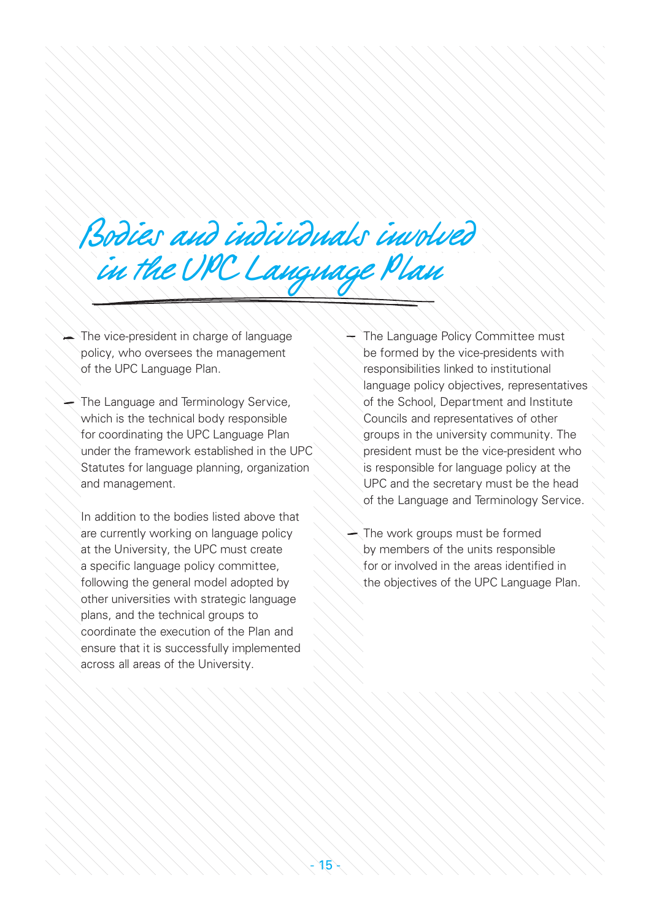# Bodies and individuals involved in the UPC Language Plan

- The vice-president in charge of language policy, who oversees the management of the UPC Language Plan.
- The Language and Terminology Service, which is the technical body responsible for coordinating the UPC Language Plan under the framework established in the UPC Statutes for language planning, organization and management.

In addition to the bodies listed above that are currently working on language policy at the University, the UPC must create a specific language policy committee, following the general model adopted by other universities with strategic language plans, and the technical groups to coordinate the execution of the Plan and ensure that it is successfully implemented across all areas of the University.

- The Language Policy Committee must be formed by the vice-presidents with responsibilities linked to institutional language policy objectives, representatives of the School, Department and Institute Councils and representatives of other groups in the university community. The president must be the vice-president who is responsible for language policy at the UPC and the secretary must be the head of the Language and Terminology Service.
- The work groups must be formed by members of the units responsible for or involved in the areas identified in the objectives of the UPC Language Plan.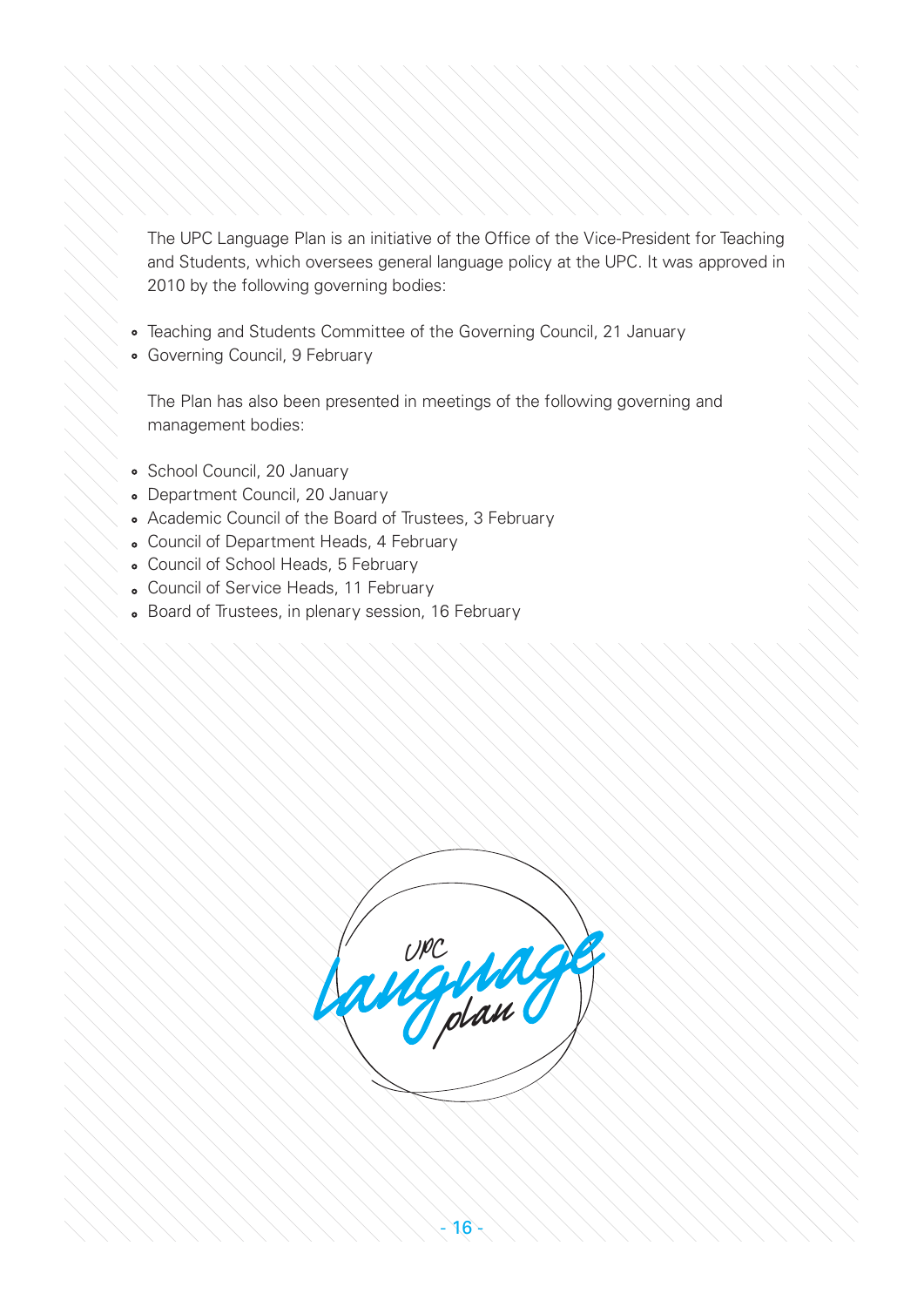The UPC Language Plan is an initiative of the Office of the Vice-President for Teaching and Students, which oversees general language policy at the UPC. It was approved in 2010 by the following governing bodies:

- Teaching and Students Committee of the Governing Council, 21 January
- Governing Council, 9 February

The Plan has also been presented in meetings of the following governing and management bodies:

- School Council, 20 January
- Department Council, 20 January
- Academic Council of the Board of Trustees, 3 February
- Council of Department Heads, 4 February
- Council of School Heads, 5 February
- Council of Service Heads, 11 February
- Board of Trustees, in plenary session, 16 February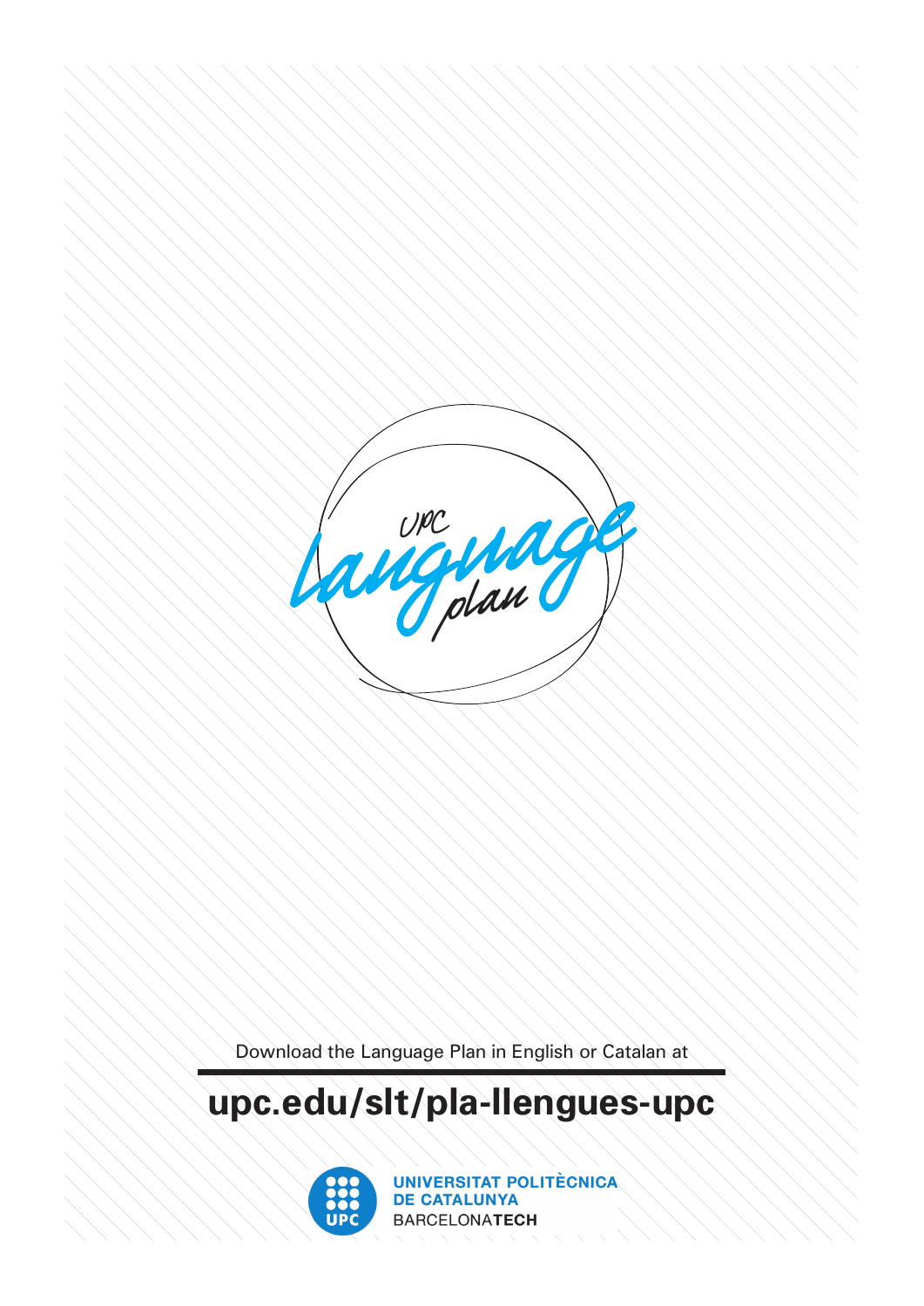UPC
Language
plan

Download the Language Plan in English or Catalan at

**upc.edu/slt/pla-llengues-upc**

UNIVERSITAT POLITÈCNICA
DE CATALUNYA
BARCELONA**TECH**